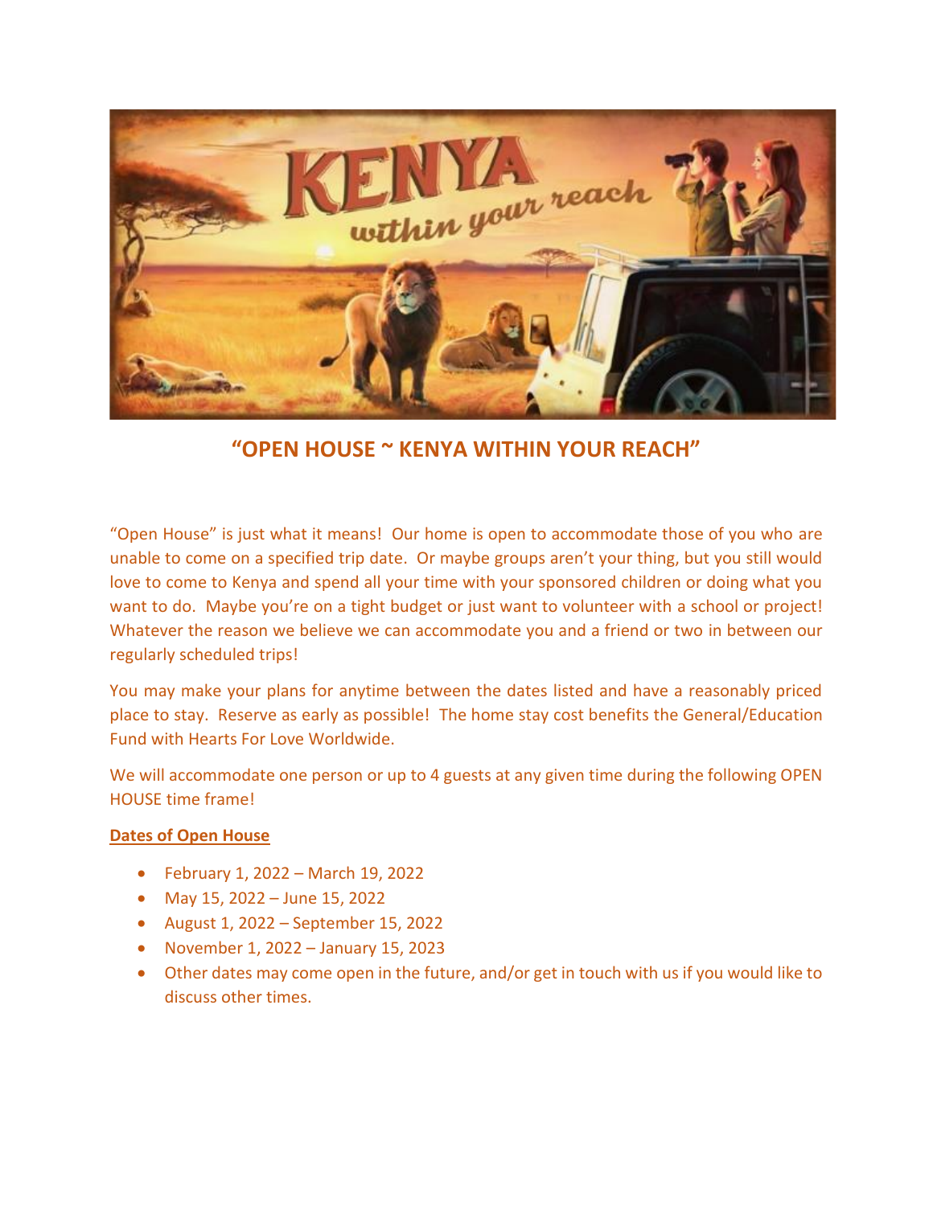# "OPEN HOUSE ~ KENYA WITHIN YOUR REACH"

"Open House" is just what it means! Our home is open to accommodate those of you who are unable to come on a specified trip date. Or maybe groups aren't your thing, but you still would love to come to Kenya and spend all your time with your sponsored children or doing what you want to do. Maybe you're on a tight budget or just want to volunteer with a school or project! Whatever the reason we believe we can accommodate you and a friend or two in between our regularly scheduled trips!

You may make your plans for anytime between the dates listed and have a reasonably priced place to stay. Reserve as early as possible! The home stay cost benefits the General/Education Fund with Hearts For Love Worldwide.

We will accommodate one person or up to 4 guests at any given time during the following OPEN HOUSE time frame!

**Dates of Open House**

- February 1, 2022 – March 19, 2022
- May 15, 2022 – June 15, 2022
- August 1, 2022 – September 15, 2022
- November 1, 2022 – January 15, 2023
- Other dates may come open in the future, and/or get in touch with us if you would like to discuss other times.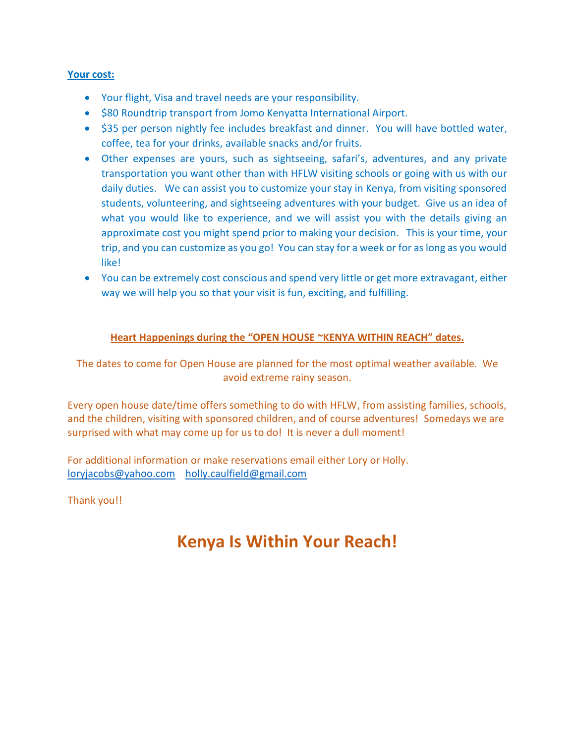**Your cost:**

- Your flight, Visa and travel needs are your responsibility.
- $80 Roundtrip transport from Jomo Kenyatta International Airport.
- $35 per person nightly fee includes breakfast and dinner. You will have bottled water, coffee, tea for your drinks, available snacks and/or fruits.
- Other expenses are yours, such as sightseeing, safari's, adventures, and any private transportation you want other than with HFLW visiting schools or going with us with our daily duties. We can assist you to customize your stay in Kenya, from visiting sponsored students, volunteering, and sightseeing adventures with your budget. Give us an idea of what you would like to experience, and we will assist you with the details giving an approximate cost you might spend prior to making your decision. This is your time, your trip, and you can customize as you go! You can stay for a week or for as long as you would like!
- You can be extremely cost conscious and spend very little or get more extravagant, either way we will help you so that your visit is fun, exciting, and fulfilling.

**Heart Happenings during the "OPEN HOUSE ~KENYA WITHIN REACH" dates.**

The dates to come for Open House are planned for the most optimal weather available. We avoid extreme rainy season.

Every open house date/time offers something to do with HFLW, from assisting families, schools, and the children, visiting with sponsored children, and of course adventures! Somedays we are surprised with what may come up for us to do! It is never a dull moment!

For additional information or make reservations email either Lory or Holly.
loryjacobs@yahoo.com holly.caulfield@gmail.com

Thank you!!

# Kenya Is Within Your Reach!